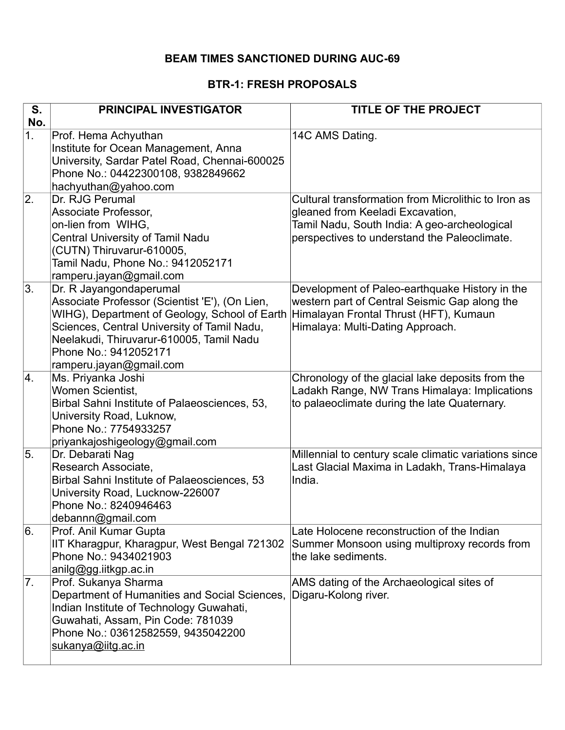**BEAM TIMES SANCTIONED DURING AUC-69**

**BTR-1: FRESH PROPOSALS**

| S. No. | PRINCIPAL INVESTIGATOR | TITLE OF THE PROJECT |
|---|---|---|
| 1. | Prof. Hema Achyuthan<br>Institute for Ocean Management, Anna University, Sardar Patel Road, Chennai-600025<br>Phone No.: 04422300108, 9382849662<br>hachyuthan@yahoo.com | 14C AMS Dating. |
| 2. | Dr. RJG Perumal<br>Associate Professor,<br>on-lien from WIHG,<br>Central University of Tamil Nadu<br>(CUTN) Thiruvarur-610005,<br>Tamil Nadu, Phone No.: 9412052171<br>ramperu.jayan@gmail.com | Cultural transformation from Microlithic to Iron as gleaned from Keeladi Excavation,<br>Tamil Nadu, South India: A geo-archeological perspectives to understand the Paleoclimate. |
| 3. | Dr. R Jayangondaperumal<br>Associate Professor (Scientist 'E'), (On Lien, WIHG), Department of Geology, School of Earth Sciences, Central University of Tamil Nadu, Neelakudi, Thiruvarur-610005, Tamil Nadu<br>Phone No.: 9412052171<br>ramperu.jayan@gmail.com | Development of Paleo-earthquake History in the western part of Central Seismic Gap along the Himalayan Frontal Thrust (HFT), Kumaun Himalaya: Multi-Dating Approach. |
| 4. | Ms. Priyanka Joshi<br>Women Scientist,<br>Birbal Sahni Institute of Palaeosciences, 53, University Road, Luknow,<br>Phone No.: 7754933257<br>priyankajoshigeology@gmail.com | Chronology of the glacial lake deposits from the Ladakh Range, NW Trans Himalaya: Implications to palaeoclimate during the late Quaternary. |
| 5. | Dr. Debarati Nag<br>Research Associate,<br>Birbal Sahni Institute of Palaeosciences, 53 University Road, Lucknow-226007<br>Phone No.: 8240946463<br>debannn@gmail.com | Millennial to century scale climatic variations since Last Glacial Maxima in Ladakh, Trans-Himalaya India. |
| 6. | Prof. Anil Kumar Gupta<br>IIT Kharagpur, Kharagpur, West Bengal 721302<br>Phone No.: 9434021903<br>anilg@gg.iitkgp.ac.in | Late Holocene reconstruction of the Indian Summer Monsoon using multiproxy records from the lake sediments. |
| 7. | Prof. Sukanya Sharma<br>Department of Humanities and Social Sciences, Indian Institute of Technology Guwahati, Guwahati, Assam, Pin Code: 781039<br>Phone No.: 03612582559, 9435042200<br>sukanya@iitg.ac.in | AMS dating of the Archaeological sites of Digaru-Kolong river. |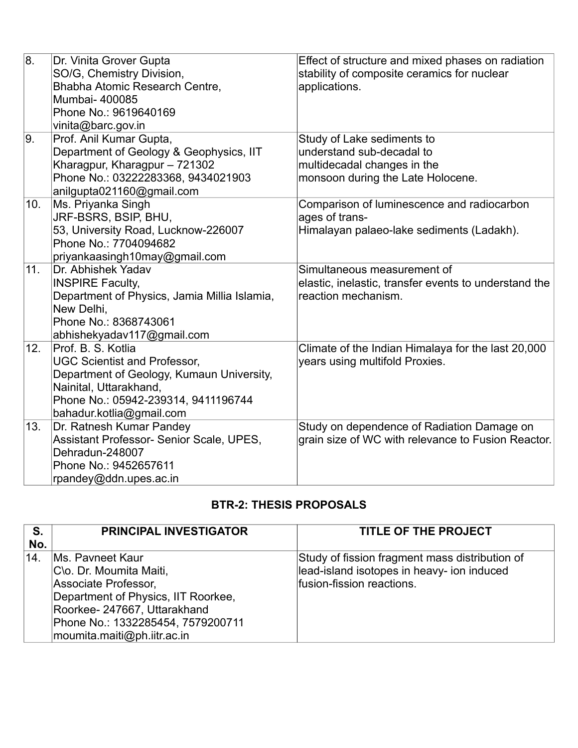| | | |
|---|---|---|
| 8. | Dr. Vinita Grover Gupta<br>SO/G, Chemistry Division,<br>Bhabha Atomic Research Centre,<br>Mumbai- 400085<br>Phone No.: 9619640169<br>vinita@barc.gov.in | Effect of structure and mixed phases on radiation stability of composite ceramics for nuclear applications. |
| 9. | Prof. Anil Kumar Gupta,<br>Department of Geology & Geophysics, IIT Kharagpur, Kharagpur – 721302<br>Phone No.: 03222283368, 9434021903<br>anilgupta021160@gmail.com | Study of Lake sediments to understand sub-decadal to multidecadal changes in the monsoon during the Late Holocene. |
| 10. | Ms. Priyanka Singh<br>JRF-BSRS, BSIP, BHU,<br>53, University Road, Lucknow-226007<br>Phone No.: 7704094682<br>priyankaasingh10may@gmail.com | Comparison of luminescence and radiocarbon ages of trans-Himalayan palaeo-lake sediments (Ladakh). |
| 11. | Dr. Abhishek Yadav<br>INSPIRE Faculty,<br>Department of Physics, Jamia Millia Islamia, New Delhi,<br>Phone No.: 8368743061<br>abhishekyadav117@gmail.com | Simultaneous measurement of elastic, inelastic, transfer events to understand the reaction mechanism. |
| 12. | Prof. B. S. Kotlia<br>UGC Scientist and Professor,<br>Department of Geology, Kumaun University, Nainital, Uttarakhand,<br>Phone No.: 05942-239314, 9411196744<br>bahadur.kotlia@gmail.com | Climate of the Indian Himalaya for the last 20,000 years using multifold Proxies. |
| 13. | Dr. Ratnesh Kumar Pandey<br>Assistant Professor- Senior Scale, UPES, Dehradun-248007<br>Phone No.: 9452657611<br>rpandey@ddn.upes.ac.in | Study on dependence of Radiation Damage on grain size of WC with relevance to Fusion Reactor. |

## BTR-2: THESIS PROPOSALS

| S. No. | PRINCIPAL INVESTIGATOR | TITLE OF THE PROJECT |
|---|---|---|
| 14. | Ms. Pavneet Kaur<br>C\o. Dr. Moumita Maiti,<br>Associate Professor,<br>Department of Physics, IIT Roorkee,<br>Roorkee- 247667, Uttarakhand<br>Phone No.: 1332285454, 7579200711<br>moumita.maiti@ph.iitr.ac.in | Study of fission fragment mass distribution of lead-island isotopes in heavy- ion induced fusion-fission reactions. |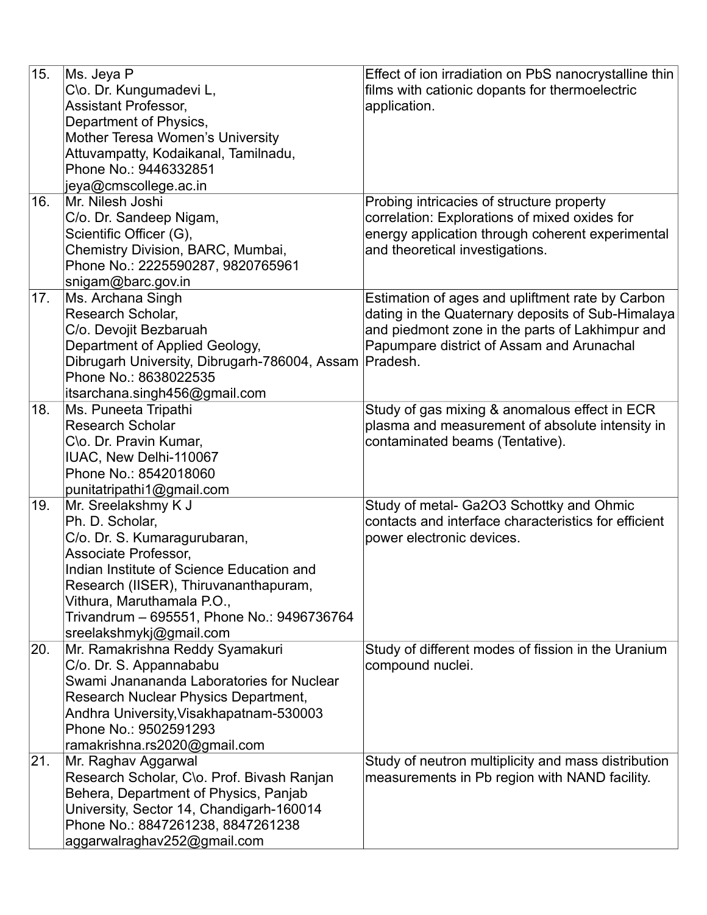| 15. | Ms. Jeya P<br>C\o. Dr. Kungumadevi L,<br>Assistant Professor,<br>Department of Physics,<br>Mother Teresa Women's University<br>Attuvampatty, Kodaikanal, Tamilnadu,<br>Phone No.: 9446332851<br>jeya@cmscollege.ac.in | Effect of ion irradiation on PbS nanocrystalline thin films with cationic dopants for thermoelectric application. |
|---|---|---|
| 16. | Mr. Nilesh Joshi<br>C/o. Dr. Sandeep Nigam,<br>Scientific Officer (G),<br>Chemistry Division, BARC, Mumbai,<br>Phone No.: 2225590287, 9820765961<br>snigam@barc.gov.in | Probing intricacies of structure property correlation: Explorations of mixed oxides for energy application through coherent experimental and theoretical investigations. |
| 17. | Ms. Archana Singh<br>Research Scholar,<br>C/o. Devojit Bezbaruah<br>Department of Applied Geology,<br>Dibrugarh University, Dibrugarh-786004, Assam<br>Phone No.: 8638022535<br>itsarchana.singh456@gmail.com | Estimation of ages and upliftment rate by Carbon dating in the Quaternary deposits of Sub-Himalaya and piedmont zone in the parts of Lakhimpur and Papumpare district of Assam and Arunachal Pradesh. |
| 18. | Ms. Puneeta Tripathi<br>Research Scholar<br>C\o. Dr. Pravin Kumar,<br>IUAC, New Delhi-110067<br>Phone No.: 8542018060<br>punitatripathi1@gmail.com | Study of gas mixing & anomalous effect in ECR plasma and measurement of absolute intensity in contaminated beams (Tentative). |
| 19. | Mr. Sreelakshmy K J<br>Ph. D. Scholar,<br>C/o. Dr. S. Kumaragurubaran,<br>Associate Professor,<br>Indian Institute of Science Education and Research (IISER), Thiruvananthapuram,<br>Vithura, Maruthamala P.O.,<br>Trivandrum – 695551, Phone No.: 9496736764<br>sreelakshmykj@gmail.com | Study of metal- $Ga_2O_3$ Schottky and Ohmic contacts and interface characteristics for efficient power electronic devices. |
| 20. | Mr. Ramakrishna Reddy Syamakuri<br>C/o. Dr. S. Appannababu<br>Swami Jnanananda Laboratories for Nuclear Research Nuclear Physics Department,<br>Andhra University,Visakhapatnam-530003<br>Phone No.: 9502591293<br>ramakrishna.rs2020@gmail.com | Study of different modes of fission in the Uranium compound nuclei. |
| 21. | Mr. Raghav Aggarwal<br>Research Scholar, C\o. Prof. Bivash Ranjan Behera, Department of Physics, Panjab University, Sector 14, Chandigarh-160014<br>Phone No.: 8847261238, 8847261238<br>aggarwalraghav252@gmail.com | Study of neutron multiplicity and mass distribution measurements in Pb region with NAND facility. |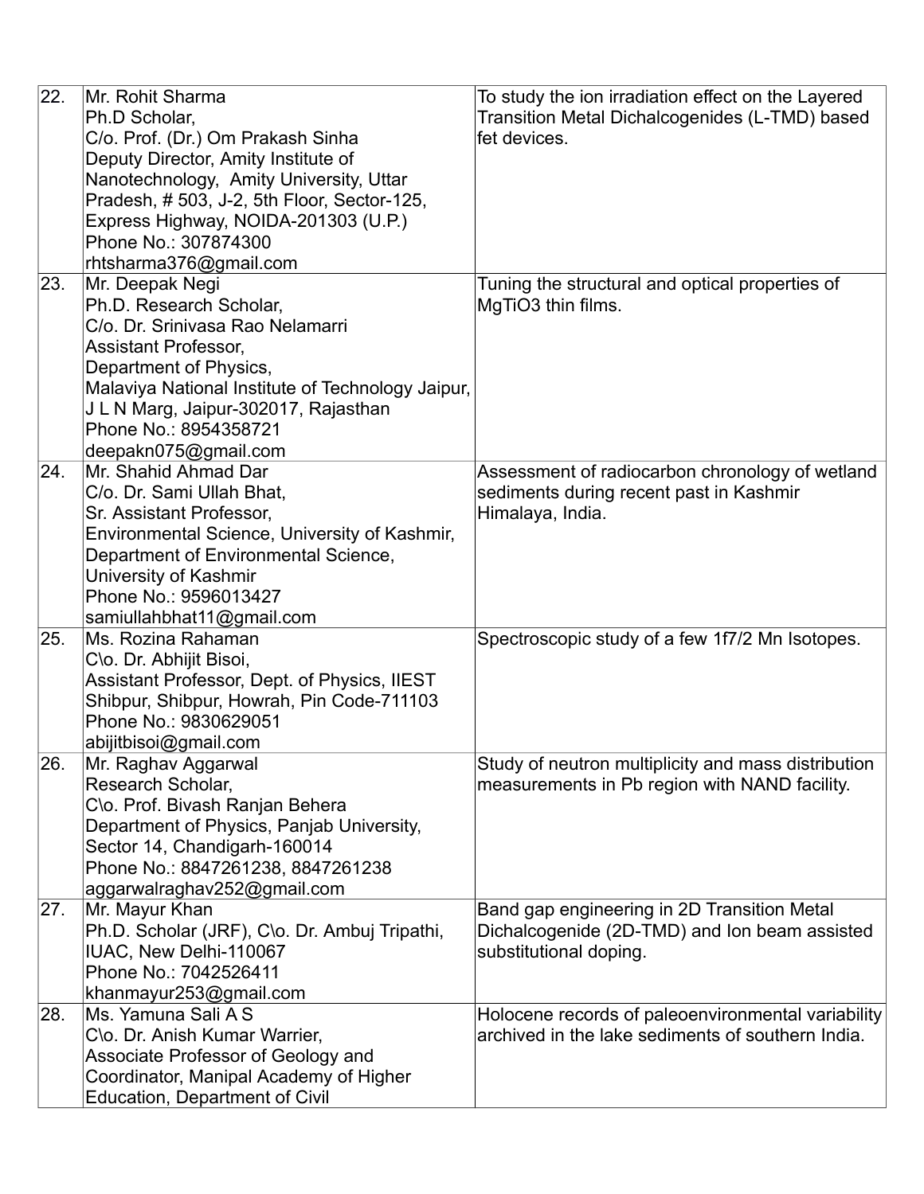| | | |
|---|---|---|
| 22. | Mr. Rohit Sharma<br>Ph.D Scholar,<br>C/o. Prof. (Dr.) Om Prakash Sinha<br>Deputy Director, Amity Institute of Nanotechnology, Amity University, Uttar Pradesh, # 503, J-2, 5th Floor, Sector-125, Express Highway, NOIDA-201303 (U.P.)<br>Phone No.: 307874300<br>rhtsharma376@gmail.com | To study the ion irradiation effect on the Layered Transition Metal Dichalcogenides (L-TMD) based fet devices. |
| 23. | Mr. Deepak Negi<br>Ph.D. Research Scholar,<br>C/o. Dr. Srinivasa Rao Nelamarri<br>Assistant Professor,<br>Department of Physics,<br>Malaviya National Institute of Technology Jaipur, J L N Marg, Jaipur-302017, Rajasthan<br>Phone No.: 8954358721<br>deepakn075@gmail.com | Tuning the structural and optical properties of MgTiO3 thin films. |
| 24. | Mr. Shahid Ahmad Dar<br>C/o. Dr. Sami Ullah Bhat,<br>Sr. Assistant Professor,<br>Environmental Science, University of Kashmir, Department of Environmental Science, University of Kashmir<br>Phone No.: 9596013427<br>samiullahbhat11@gmail.com | Assessment of radiocarbon chronology of wetland sediments during recent past in Kashmir Himalaya, India. |
| 25. | Ms. Rozina Rahaman<br>C\o. Dr. Abhijit Bisoi,<br>Assistant Professor, Dept. of Physics, IIEST Shibpur, Shibpur, Howrah, Pin Code-711103<br>Phone No.: 9830629051<br>abijitbisoi@gmail.com | Spectroscopic study of a few 1f7/2 Mn Isotopes. |
| 26. | Mr. Raghav Aggarwal<br>Research Scholar,<br>C\o. Prof. Bivash Ranjan Behera<br>Department of Physics, Panjab University, Sector 14, Chandigarh-160014<br>Phone No.: 8847261238, 8847261238<br>aggarwalraghav252@gmail.com | Study of neutron multiplicity and mass distribution measurements in Pb region with NAND facility. |
| 27. | Mr. Mayur Khan<br>Ph.D. Scholar (JRF), C\o. Dr. Ambuj Tripathi, IUAC, New Delhi-110067<br>Phone No.: 7042526411<br>khanmayur253@gmail.com | Band gap engineering in 2D Transition Metal Dichalcogenide (2D-TMD) and Ion beam assisted substitutional doping. |
| 28. | Ms. Yamuna Sali A S<br>C\o. Dr. Anish Kumar Warrier,<br>Associate Professor of Geology and Coordinator, Manipal Academy of Higher Education, Department of Civil | Holocene records of paleoenvironmental variability archived in the lake sediments of southern India. |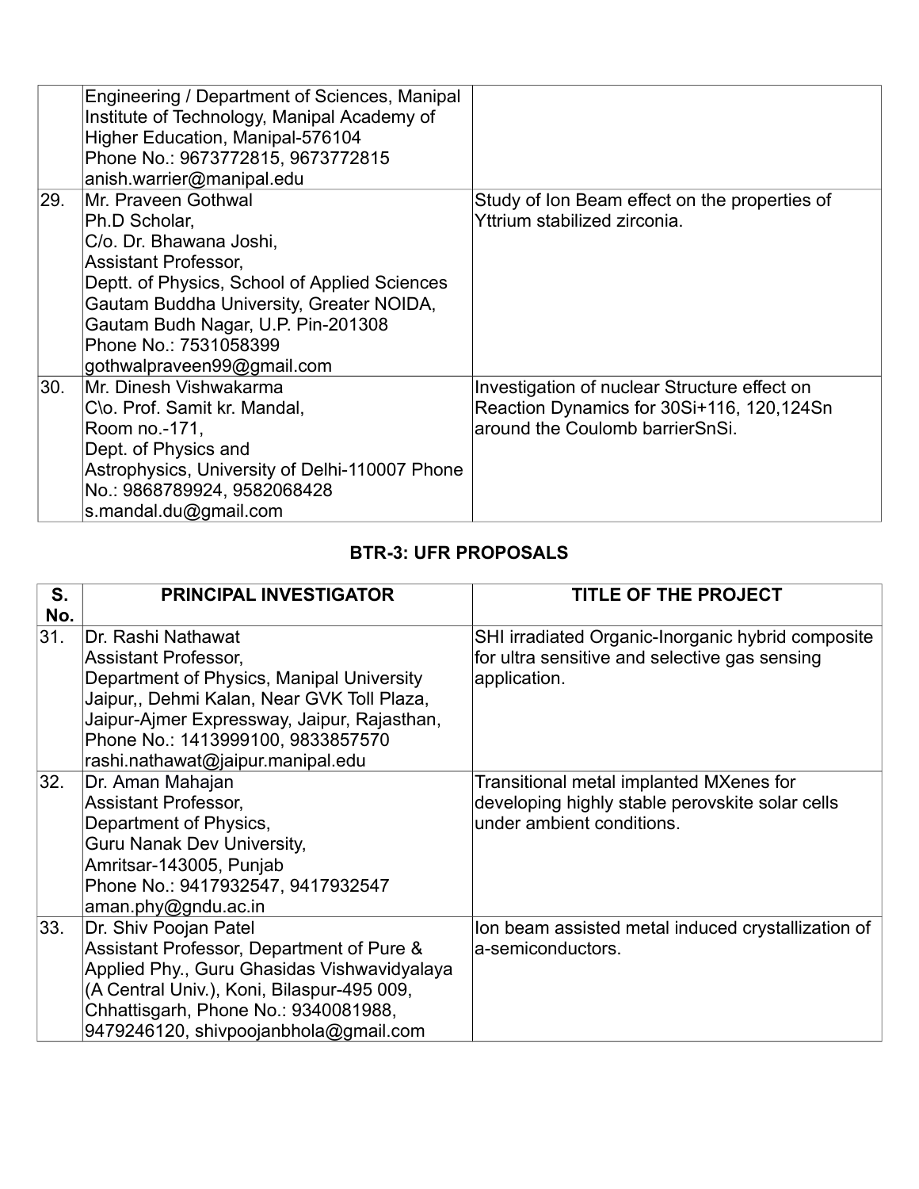| | | |
|---|---|---|
| | Engineering / Department of Sciences, Manipal Institute of Technology, Manipal Academy of Higher Education, Manipal-576104<br>Phone No.: 9673772815, 9673772815<br>anish.warrier@manipal.edu | |
| 29. | Mr. Praveen Gothwal<br>Ph.D Scholar,<br>C/o. Dr. Bhawana Joshi,<br>Assistant Professor,<br>Deptt. of Physics, School of Applied Sciences<br>Gautam Buddha University, Greater NOIDA,<br>Gautam Budh Nagar, U.P. Pin-201308<br>Phone No.: 7531058399<br>gothwalpraveen99@gmail.com | Study of Ion Beam effect on the properties of Yttrium stabilized zirconia. |
| 30. | Mr. Dinesh Vishwakarma<br>C\o. Prof. Samit kr. Mandal,<br>Room no.-171,<br>Dept. of Physics and<br>Astrophysics, University of Delhi-110007 Phone No.: 9868789924, 9582068428<br>s.mandal.du@gmail.com | Investigation of nuclear Structure effect on Reaction Dynamics for 30Si+116, 120,124Sn around the Coulomb barrierSnSi. |

## BTR-3: UFR PROPOSALS

| S. No. | PRINCIPAL INVESTIGATOR | TITLE OF THE PROJECT |
|---|---|---|
| 31. | Dr. Rashi Nathawat<br>Assistant Professor,<br>Department of Physics, Manipal University Jaipur,, Dehmi Kalan, Near GVK Toll Plaza, Jaipur-Ajmer Expressway, Jaipur, Rajasthan,<br>Phone No.: 1413999100, 9833857570<br>rashi.nathawat@jaipur.manipal.edu | SHI irradiated Organic-Inorganic hybrid composite for ultra sensitive and selective gas sensing application. |
| 32. | Dr. Aman Mahajan<br>Assistant Professor,<br>Department of Physics,<br>Guru Nanak Dev University,<br>Amritsar-143005, Punjab<br>Phone No.: 9417932547, 9417932547<br>aman.phy@gndu.ac.in | Transitional metal implanted MXenes for developing highly stable perovskite solar cells under ambient conditions. |
| 33. | Dr. Shiv Poojan Patel<br>Assistant Professor, Department of Pure & Applied Phy., Guru Ghasidas Vishwavidyalaya (A Central Univ.), Koni, Bilaspur-495 009, Chhattisgarh, Phone No.: 9340081988, 9479246120, shivpoojanbhola@gmail.com | Ion beam assisted metal induced crystallization of a-semiconductors. |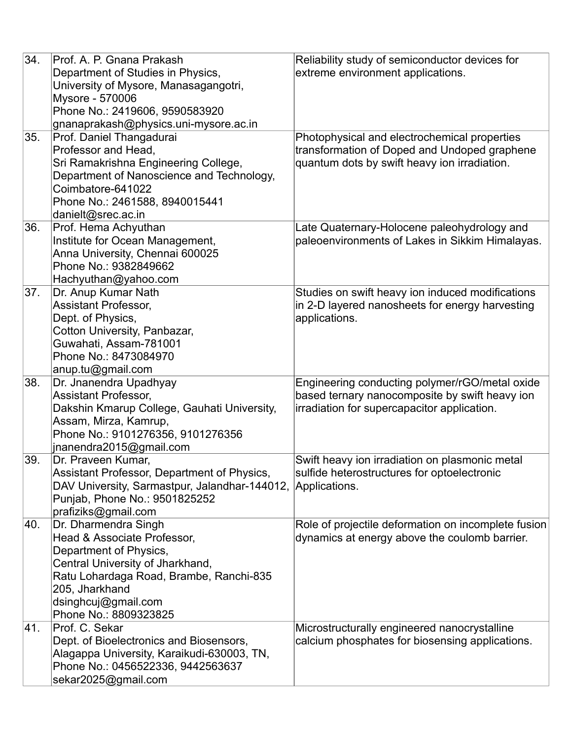| | | |
|---|---|---|
| 34. | Prof. A. P. Gnana Prakash<br>Department of Studies in Physics,<br>University of Mysore, Manasagangotri,<br>Mysore - 570006<br>Phone No.: 2419606, 9590583920<br>gnanaprakash@physics.uni-mysore.ac.in | Reliability study of semiconductor devices for extreme environment applications. |
| 35. | Prof. Daniel Thangadurai<br>Professor and Head,<br>Sri Ramakrishna Engineering College,<br>Department of Nanoscience and Technology,<br>Coimbatore-641022<br>Phone No.: 2461588, 8940015441<br>danielt@srec.ac.in | Photophysical and electrochemical properties transformation of Doped and Undoped graphene quantum dots by swift heavy ion irradiation. |
| 36. | Prof. Hema Achyuthan<br>Institute for Ocean Management,<br>Anna University, Chennai 600025<br>Phone No.: 9382849662<br>Hachyuthan@yahoo.com | Late Quaternary-Holocene paleohydrology and paleoenvironments of Lakes in Sikkim Himalayas. |
| 37. | Dr. Anup Kumar Nath<br>Assistant Professor,<br>Dept. of Physics,<br>Cotton University, Panbazar,<br>Guwahati, Assam-781001<br>Phone No.: 8473084970<br>anup.tu@gmail.com | Studies on swift heavy ion induced modifications in 2-D layered nanosheets for energy harvesting applications. |
| 38. | Dr. Jnanendra Upadhyay<br>Assistant Professor,<br>Dakshin Kmarup College, Gauhati University,<br>Assam, Mirza, Kamrup,<br>Phone No.: 9101276356, 9101276356<br>jnanendra2015@gmail.com | Engineering conducting polymer/rGO/metal oxide based ternary nanocomposite by swift heavy ion irradiation for supercapacitor application. |
| 39. | Dr. Praveen Kumar,<br>Assistant Professor, Department of Physics,<br>DAV University, Sarmastpur, Jalandhar-144012,<br>Punjab, Phone No.: 9501825252<br>prafiziks@gmail.com | Swift heavy ion irradiation on plasmonic metal sulfide heterostructures for optoelectronic Applications. |
| 40. | Dr. Dharmendra Singh<br>Head & Associate Professor,<br>Department of Physics,<br>Central University of Jharkhand,<br>Ratu Lohardaga Road, Brambe, Ranchi-835 205, Jharkhand<br>dsinghcuj@gmail.com<br>Phone No.: 8809323825 | Role of projectile deformation on incomplete fusion dynamics at energy above the coulomb barrier. |
| 41. | Prof. C. Sekar<br>Dept. of Bioelectronics and Biosensors,<br>Alagappa University, Karaikudi-630003, TN,<br>Phone No.: 0456522336, 9442563637<br>sekar2025@gmail.com | Microstructurally engineered nanocrystalline calcium phosphates for biosensing applications. |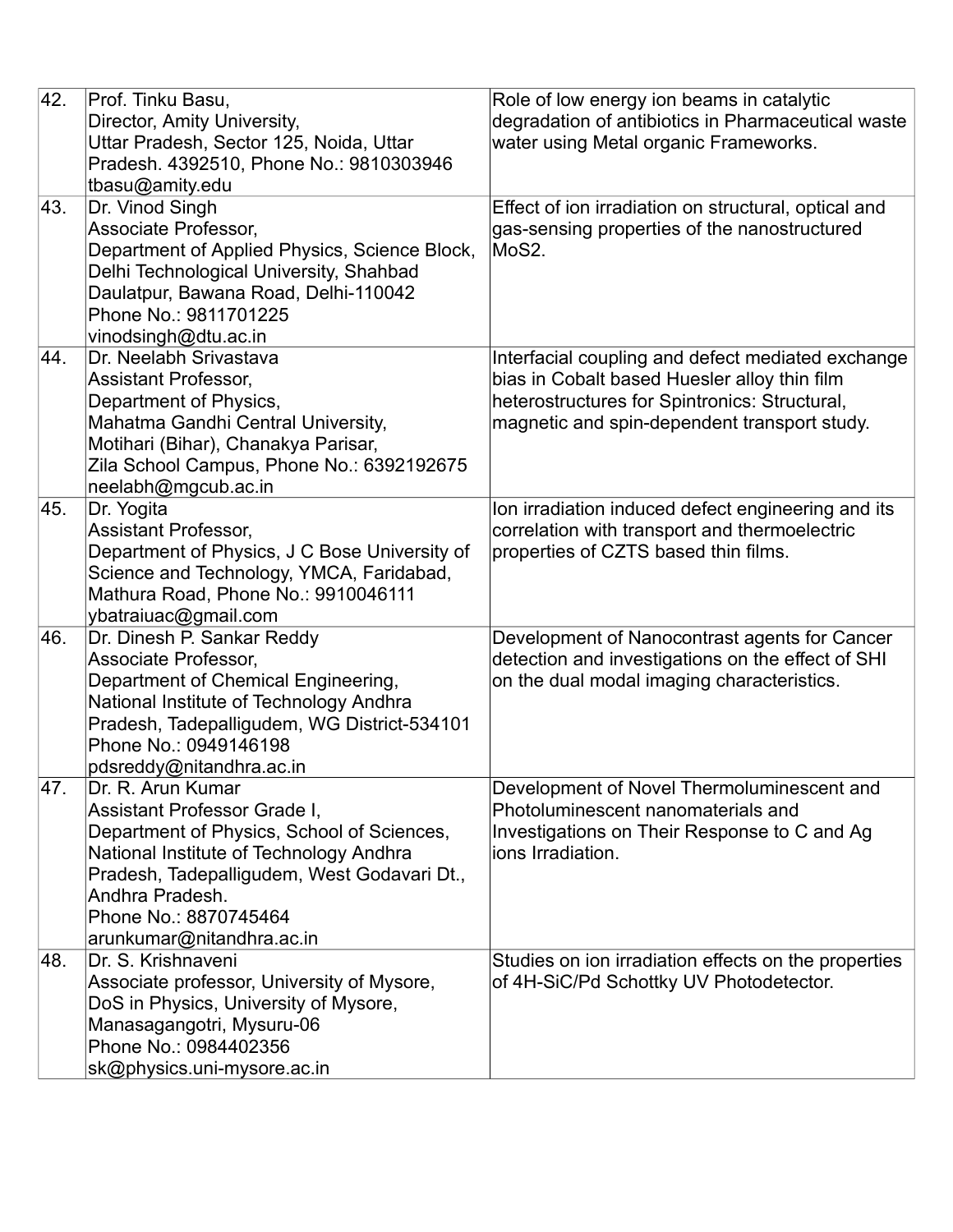| | | |
|---|---|---|
| 42. | Prof. Tinku Basu,<br>Director, Amity University,<br>Uttar Pradesh, Sector 125, Noida, Uttar Pradesh. 4392510, Phone No.: 9810303946<br>tbasu@amity.edu | Role of low energy ion beams in catalytic degradation of antibiotics in Pharmaceutical waste water using Metal organic Frameworks. |
| 43. | Dr. Vinod Singh<br>Associate Professor,<br>Department of Applied Physics, Science Block, Delhi Technological University, Shahbad Daulatpur, Bawana Road, Delhi-110042<br>Phone No.: 9811701225<br>vinodsingh@dtu.ac.in | Effect of ion irradiation on structural, optical and gas-sensing properties of the nanostructured $MoS_2$. |
| 44. | Dr. Neelabh Srivastava<br>Assistant Professor,<br>Department of Physics,<br>Mahatma Gandhi Central University,<br>Motihari (Bihar), Chanakya Parisar,<br>Zila School Campus, Phone No.: 6392192675<br>neelabh@mgcub.ac.in | Interfacial coupling and defect mediated exchange bias in Cobalt based Huesler alloy thin film heterostructures for Spintronics: Structural, magnetic and spin-dependent transport study. |
| 45. | Dr. Yogita<br>Assistant Professor,<br>Department of Physics, J C Bose University of Science and Technology, YMCA, Faridabad, Mathura Road, Phone No.: 9910046111<br>ybatraiuac@gmail.com | Ion irradiation induced defect engineering and its correlation with transport and thermoelectric properties of CZTS based thin films. |
| 46. | Dr. Dinesh P. Sankar Reddy<br>Associate Professor,<br>Department of Chemical Engineering,<br>National Institute of Technology Andhra Pradesh, Tadepalligudem, WG District-534101<br>Phone No.: 0949146198<br>pdsreddy@nitandhra.ac.in | Development of Nanocontrast agents for Cancer detection and investigations on the effect of SHI on the dual modal imaging characteristics. |
| 47. | Dr. R. Arun Kumar<br>Assistant Professor Grade I,<br>Department of Physics, School of Sciences, National Institute of Technology Andhra Pradesh, Tadepalligudem, West Godavari Dt., Andhra Pradesh.<br>Phone No.: 8870745464<br>arunkumar@nitandhra.ac.in | Development of Novel Thermoluminescent and Photoluminescent nanomaterials and Investigations on Their Response to C and Ag ions Irradiation. |
| 48. | Dr. S. Krishnaveni<br>Associate professor, University of Mysore,<br>DoS in Physics, University of Mysore,<br>Manasagangotri, Mysuru-06<br>Phone No.: 0984402356<br>sk@physics.uni-mysore.ac.in | Studies on ion irradiation effects on the properties of 4H-SiC/Pd Schottky UV Photodetector. |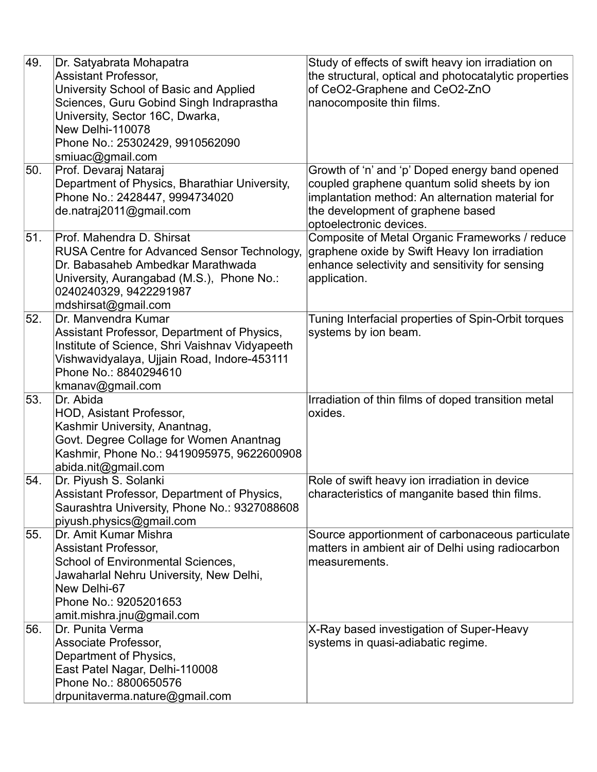| | | |
|---|---|---|
| 49. | Dr. Satyabrata Mohapatra<br>Assistant Professor,<br>University School of Basic and Applied Sciences, Guru Gobind Singh Indraprastha University, Sector 16C, Dwarka,<br>New Delhi-110078<br>Phone No.: 25302429, 9910562090<br>smiuac@gmail.com | Study of effects of swift heavy ion irradiation on the structural, optical and photocatalytic properties of $CeO_2$-Graphene and $CeO_2$-ZnO nanocomposite thin films. |
| 50. | Prof. Devaraj Nataraj<br>Department of Physics, Bharathiar University,<br>Phone No.: 2428447, 9994734020<br>de.natraj2011@gmail.com | Growth of 'n' and 'p' Doped energy band opened coupled graphene quantum solid sheets by ion implantation method: An alternation material for the development of graphene based optoelectronic devices. |
| 51. | Prof. Mahendra D. Shirsat<br>RUSA Centre for Advanced Sensor Technology, Dr. Babasaheb Ambedkar Marathwada University, Aurangabad (M.S.), Phone No.: 0240240329, 9422291987<br>mdshirsat@gmail.com | Composite of Metal Organic Frameworks / reduce graphene oxide by Swift Heavy Ion irradiation enhance selectivity and sensitivity for sensing application. |
| 52. | Dr. Manvendra Kumar<br>Assistant Professor, Department of Physics, Institute of Science, Shri Vaishnav Vidyapeeth Vishwavidyalaya, Ujjain Road, Indore-453111<br>Phone No.: 8840294610<br>kmanav@gmail.com | Tuning Interfacial properties of Spin-Orbit torques systems by ion beam. |
| 53. | Dr. Abida<br>HOD, Asistant Professor,<br>Kashmir University, Anantnag,<br>Govt. Degree Collage for Women Anantnag Kashmir, Phone No.: 9419095975, 9622600908<br>abida.nit@gmail.com | Irradiation of thin films of doped transition metal oxides. |
| 54. | Dr. Piyush S. Solanki<br>Assistant Professor, Department of Physics, Saurashtra University, Phone No.: 9327088608<br>piyush.physics@gmail.com | Role of swift heavy ion irradiation in device characteristics of manganite based thin films. |
| 55. | Dr. Amit Kumar Mishra<br>Assistant Professor,<br>School of Environmental Sciences,<br>Jawaharlal Nehru University, New Delhi,<br>New Delhi-67<br>Phone No.: 9205201653<br>amit.mishra.jnu@gmail.com | Source apportionment of carbonaceous particulate matters in ambient air of Delhi using radiocarbon measurements. |
| 56. | Dr. Punita Verma<br>Associate Professor,<br>Department of Physics,<br>East Patel Nagar, Delhi-110008<br>Phone No.: 8800650576<br>drpunitaverma.nature@gmail.com | X-Ray based investigation of Super-Heavy systems in quasi-adiabatic regime. |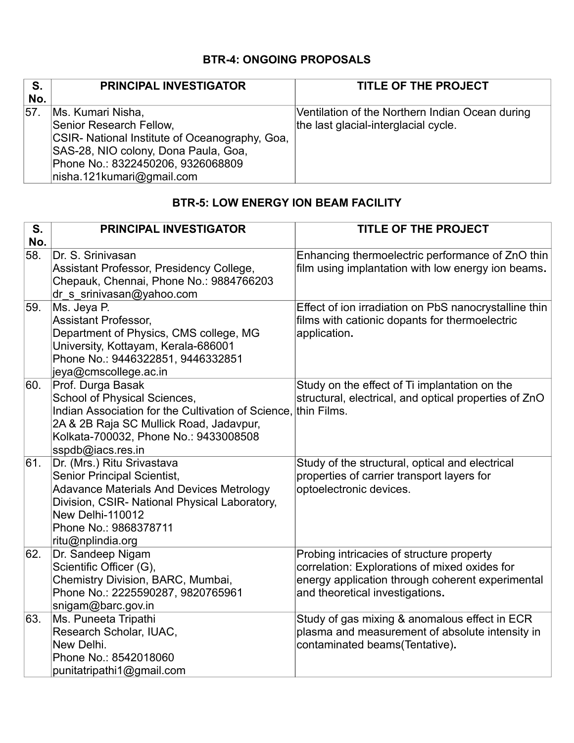## BTR-4: ONGOING PROPOSALS

| S. No. | PRINCIPAL INVESTIGATOR | TITLE OF THE PROJECT |
|---|---|---|
| 57. | Ms. Kumari Nisha,<br>Senior Research Fellow,<br>CSIR- National Institute of Oceanography, Goa,<br>SAS-28, NIO colony, Dona Paula, Goa,<br>Phone No.: 8322450206, 9326068809<br>nisha.121kumari@gmail.com | Ventilation of the Northern Indian Ocean during the last glacial-interglacial cycle. |

## BTR-5: LOW ENERGY ION BEAM FACILITY

| S. No. | PRINCIPAL INVESTIGATOR | TITLE OF THE PROJECT |
|---|---|---|
| 58. | Dr. S. Srinivasan<br>Assistant Professor, Presidency College,<br>Chepauk, Chennai, Phone No.: 9884766203<br>dr_s_srinivasan@yahoo.com | Enhancing thermoelectric performance of ZnO thin film using implantation with low energy ion beams**.** |
| 59. | Ms. Jeya P.<br>Assistant Professor,<br>Department of Physics, CMS college, MG University, Kottayam, Kerala-686001<br>Phone No.: 9446322851, 9446332851<br>jeya@cmscollege.ac.in | Effect of ion irradiation on PbS nanocrystalline thin films with cationic dopants for thermoelectric application**.** |
| 60. | Prof. Durga Basak<br>School of Physical Sciences,<br>Indian Association for the Cultivation of Science,<br>2A & 2B Raja SC Mullick Road, Jadavpur,<br>Kolkata-700032, Phone No.: 9433008508<br>sspdb@iacs.res.in | Study on the effect of Ti implantation on the structural, electrical, and optical properties of ZnO thin Films. |
| 61. | Dr. (Mrs.) Ritu Srivastava<br>Senior Principal Scientist,<br>Adavance Materials And Devices Metrology Division, CSIR- National Physical Laboratory,<br>New Delhi-110012<br>Phone No.: 9868378711<br>ritu@nplindia.org | Study of the structural, optical and electrical properties of carrier transport layers for optoelectronic devices. |
| 62. | Dr. Sandeep Nigam<br>Scientific Officer (G),<br>Chemistry Division, BARC, Mumbai,<br>Phone No.: 2225590287, 9820765961<br>snigam@barc.gov.in | Probing intricacies of structure property correlation: Explorations of mixed oxides for energy application through coherent experimental and theoretical investigations**.** |
| 63. | Ms. Puneeta Tripathi<br>Research Scholar, IUAC,<br>New Delhi.<br>Phone No.: 8542018060<br>punitatripathi1@gmail.com | Study of gas mixing & anomalous effect in ECR plasma and measurement of absolute intensity in contaminated beams(Tentative)**.** |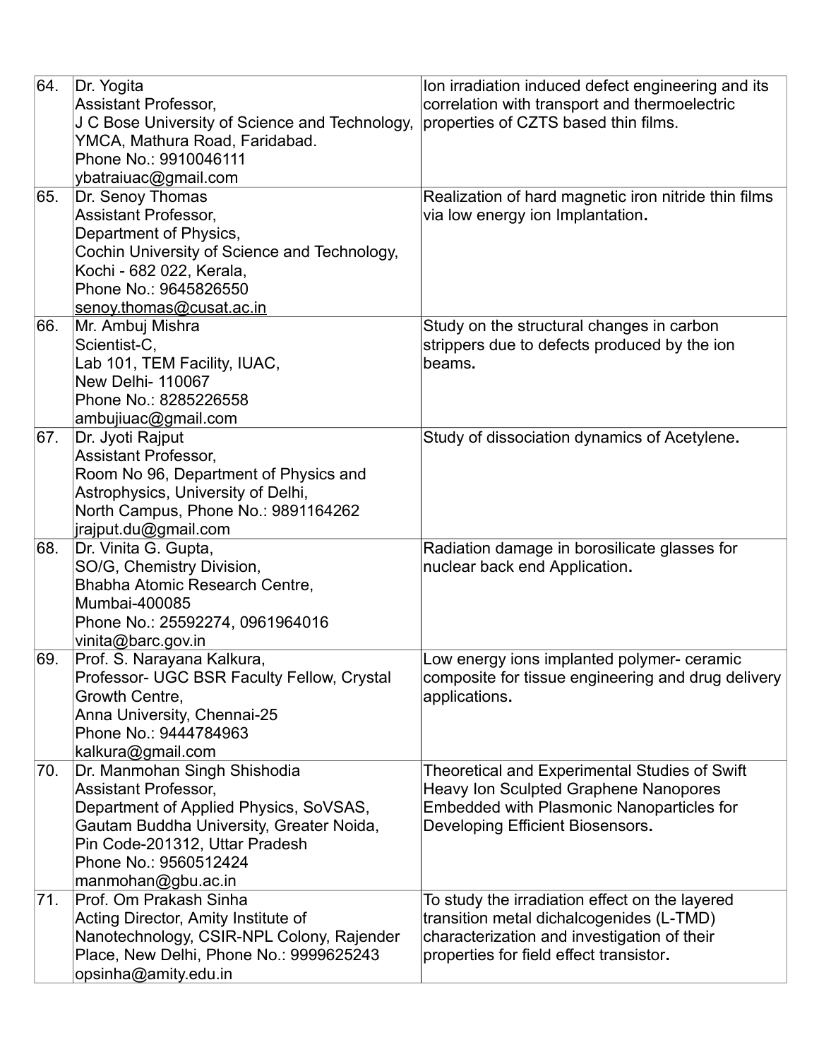| | | |
|---|---|---|
| 64. | Dr. Yogita<br>Assistant Professor,<br>J C Bose University of Science and Technology, YMCA, Mathura Road, Faridabad.<br>Phone No.: 9910046111<br>ybatraiuac@gmail.com | Ion irradiation induced defect engineering and its correlation with transport and thermoelectric properties of CZTS based thin films. |
| 65. | Dr. Senoy Thomas<br>Assistant Professor,<br>Department of Physics,<br>Cochin University of Science and Technology, Kochi - 682 022, Kerala,<br>Phone No.: 9645826550<br>senoy.thomas@cusat.ac.in | Realization of hard magnetic iron nitride thin films via low energy ion Implantation. |
| 66. | Mr. Ambuj Mishra<br>Scientist-C,<br>Lab 101, TEM Facility, IUAC,<br>New Delhi- 110067<br>Phone No.: 8285226558<br>ambujiuac@gmail.com | Study on the structural changes in carbon strippers due to defects produced by the ion beams. |
| 67. | Dr. Jyoti Rajput<br>Assistant Professor,<br>Room No 96, Department of Physics and Astrophysics, University of Delhi,<br>North Campus, Phone No.: 9891164262<br>jrajput.du@gmail.com | Study of dissociation dynamics of Acetylene. |
| 68. | Dr. Vinita G. Gupta,<br>SO/G, Chemistry Division,<br>Bhabha Atomic Research Centre,<br>Mumbai-400085<br>Phone No.: 25592274, 0961964016<br>vinita@barc.gov.in | Radiation damage in borosilicate glasses for nuclear back end Application. |
| 69. | Prof. S. Narayana Kalkura,<br>Professor- UGC BSR Faculty Fellow, Crystal Growth Centre,<br>Anna University, Chennai-25<br>Phone No.: 9444784963<br>kalkura@gmail.com | Low energy ions implanted polymer- ceramic composite for tissue engineering and drug delivery applications. |
| 70. | Dr. Manmohan Singh Shishodia<br>Assistant Professor,<br>Department of Applied Physics, SoVSAS, Gautam Buddha University, Greater Noida, Pin Code-201312, Uttar Pradesh<br>Phone No.: 9560512424<br>manmohan@gbu.ac.in | Theoretical and Experimental Studies of Swift Heavy Ion Sculpted Graphene Nanopores Embedded with Plasmonic Nanoparticles for Developing Efficient Biosensors. |
| 71. | Prof. Om Prakash Sinha<br>Acting Director, Amity Institute of Nanotechnology, CSIR-NPL Colony, Rajender Place, New Delhi, Phone No.: 9999625243<br>opsinha@amity.edu.in | To study the irradiation effect on the layered transition metal dichalcogenides (L-TMD) characterization and investigation of their properties for field effect transistor. |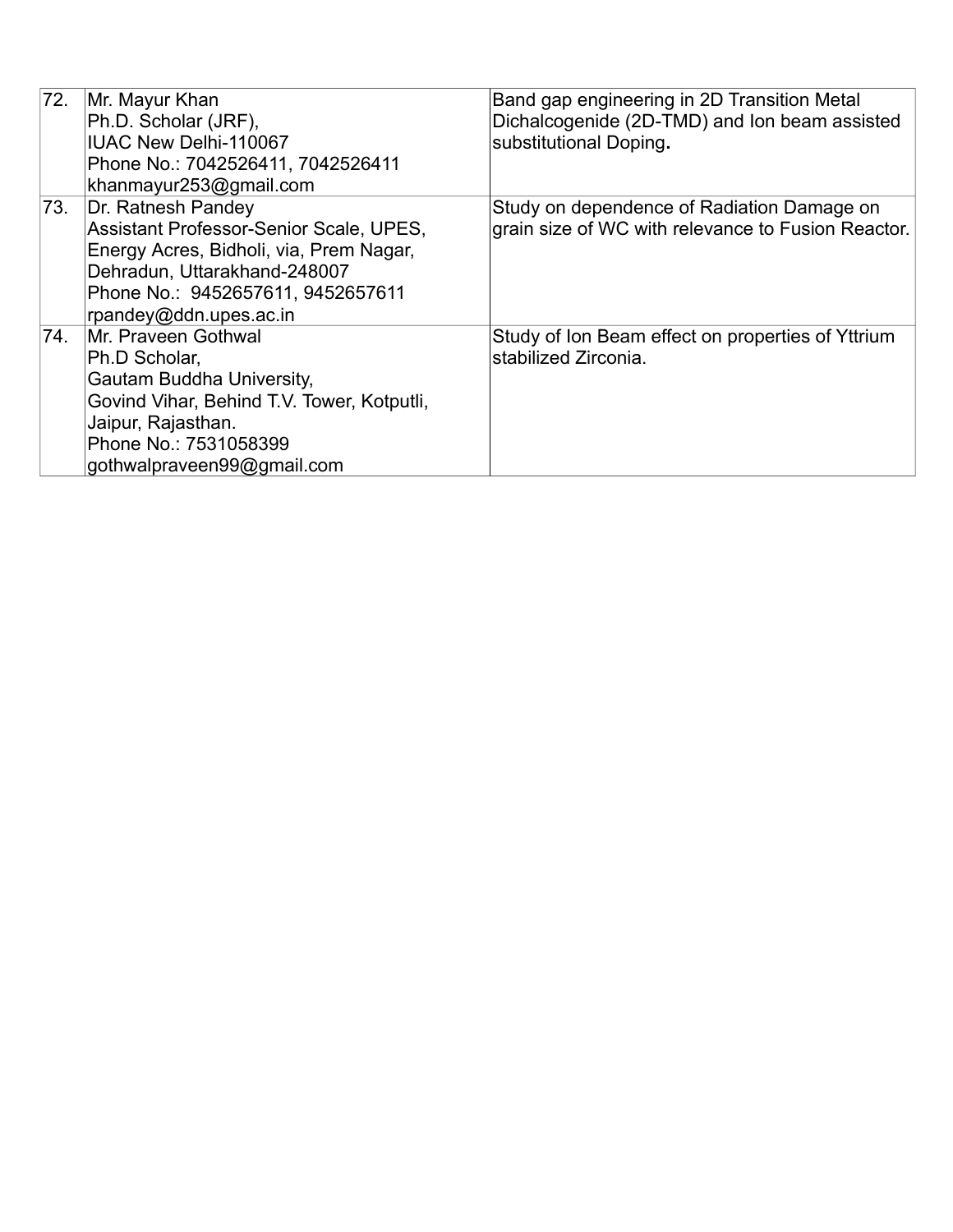| | | |
|---|---|---|
| 72. | Mr. Mayur Khan<br>Ph.D. Scholar (JRF),<br>IUAC New Delhi-110067<br>Phone No.: 7042526411, 7042526411<br>khanmayur253@gmail.com | Band gap engineering in 2D Transition Metal Dichalcogenide (2D-TMD) and Ion beam assisted substitutional Doping**.** |
| 73. | Dr. Ratnesh Pandey<br>Assistant Professor-Senior Scale, UPES,<br>Energy Acres, Bidholi, via, Prem Nagar,<br>Dehradun, Uttarakhand-248007<br>Phone No.: 9452657611, 9452657611<br>rpandey@ddn.upes.ac.in | Study on dependence of Radiation Damage on grain size of WC with relevance to Fusion Reactor. |
| 74. | Mr. Praveen Gothwal<br>Ph.D Scholar,<br>Gautam Buddha University,<br>Govind Vihar, Behind T.V. Tower, Kotputli,<br>Jaipur, Rajasthan.<br>Phone No.: 7531058399<br>gothwalpraveen99@gmail.com | Study of Ion Beam effect on properties of Yttrium stabilized Zirconia. |